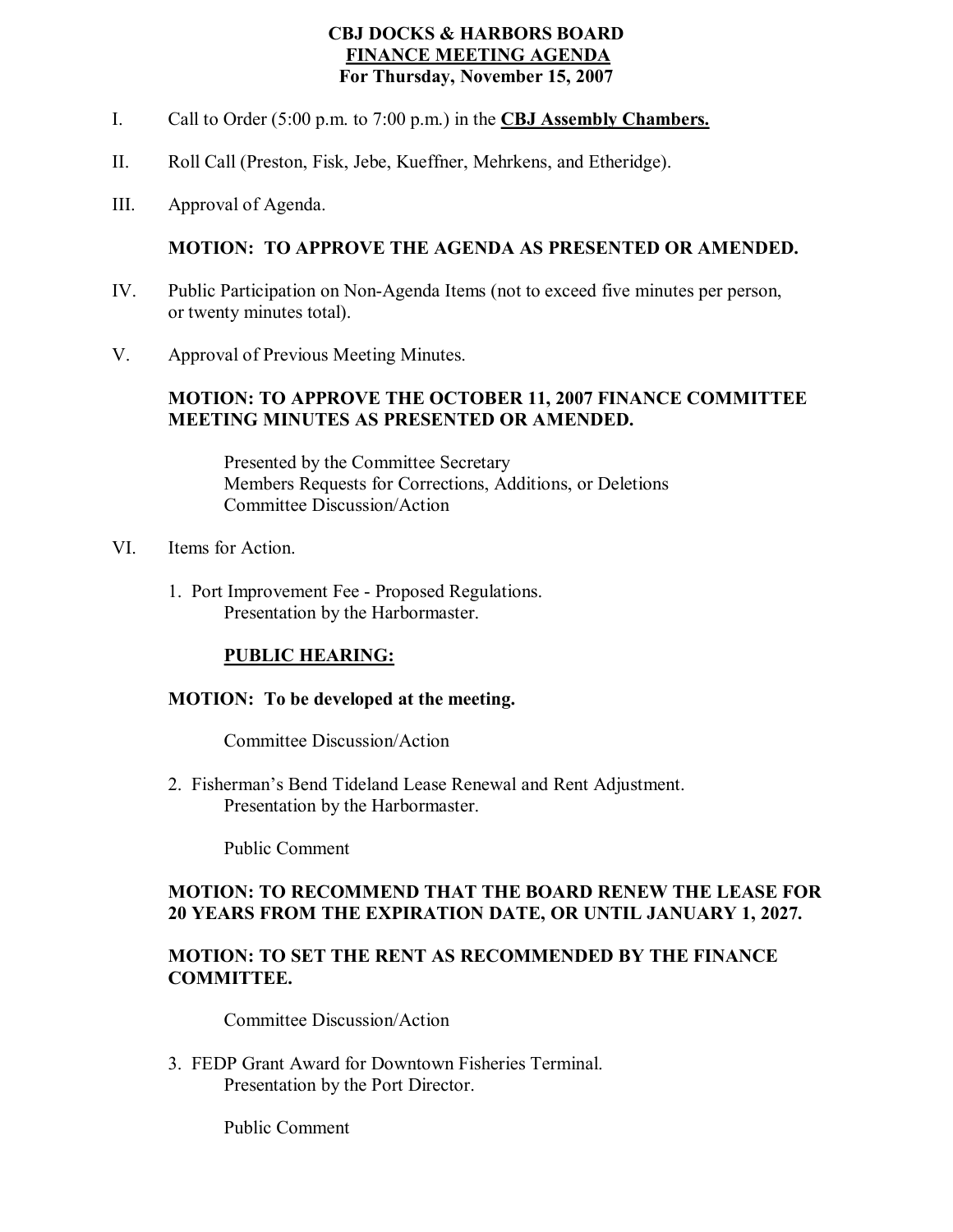# CBJ DOCKS & HARBORS BOARD
## <u>FINANCE MEETING AGENDA</u>
### For Thursday, November 15, 2007

I. Call to Order (5:00 p.m. to 7:00 p.m.) in the **<u>CBJ Assembly Chambers.</u>**

II. Roll Call (Preston, Fisk, Jebe, Kueffner, Mehrkens, and Etheridge).

III. Approval of Agenda.

**MOTION: TO APPROVE THE AGENDA AS PRESENTED OR AMENDED.**

IV. Public Participation on Non-Agenda Items (not to exceed five minutes per person, or twenty minutes total).

V. Approval of Previous Meeting Minutes.

**MOTION: TO APPROVE THE OCTOBER 11, 2007 FINANCE COMMITTEE MEETING MINUTES AS PRESENTED OR AMENDED.**

Presented by the Committee Secretary
Members Requests for Corrections, Additions, or Deletions
Committee Discussion/Action

VI. Items for Action.

1. Port Improvement Fee - Proposed Regulations.
   Presentation by the Harbormaster.

   **<u>PUBLIC HEARING:</u>**

   **MOTION: To be developed at the meeting.**

   Committee Discussion/Action

2. Fisherman's Bend Tideland Lease Renewal and Rent Adjustment.
   Presentation by the Harbormaster.

   Public Comment

   **MOTION: TO RECOMMEND THAT THE BOARD RENEW THE LEASE FOR 20 YEARS FROM THE EXPIRATION DATE, OR UNTIL JANUARY 1, 2027.**

   **MOTION: TO SET THE RENT AS RECOMMENDED BY THE FINANCE COMMITTEE.**

   Committee Discussion/Action

3. FEDP Grant Award for Downtown Fisheries Terminal.
   Presentation by the Port Director.

   Public Comment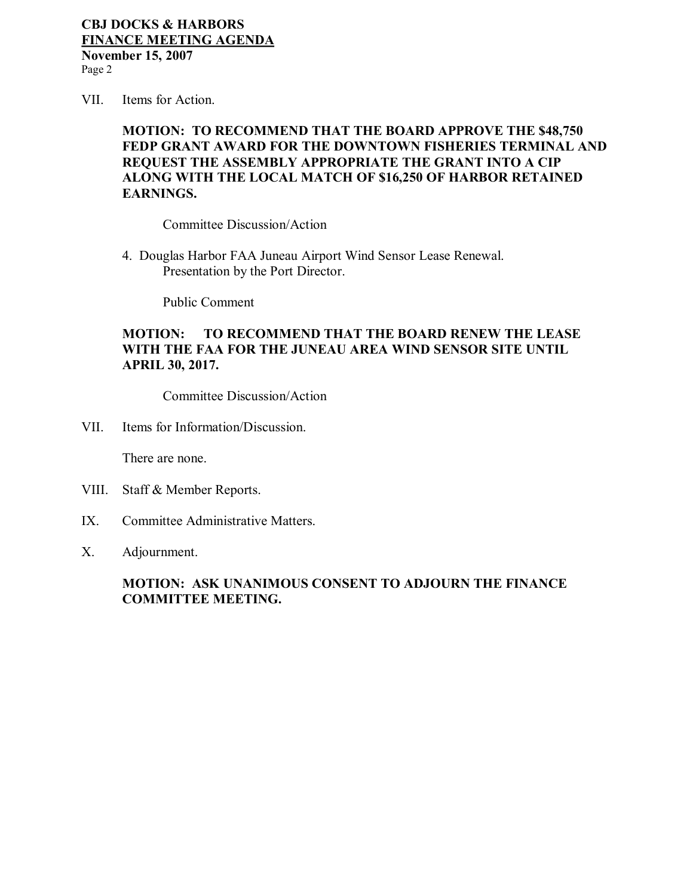VII. Items for Action.

**MOTION: TO RECOMMEND THAT THE BOARD APPROVE THE $48,750 FEDP GRANT AWARD FOR THE DOWNTOWN FISHERIES TERMINAL AND REQUEST THE ASSEMBLY APPROPRIATE THE GRANT INTO A CIP ALONG WITH THE LOCAL MATCH OF $16,250 OF HARBOR RETAINED EARNINGS.**

Committee Discussion/Action

4. Douglas Harbor FAA Juneau Airport Wind Sensor Lease Renewal.
   Presentation by the Port Director.

   Public Comment

**MOTION: TO RECOMMEND THAT THE BOARD RENEW THE LEASE WITH THE FAA FOR THE JUNEAU AREA WIND SENSOR SITE UNTIL APRIL 30, 2017.**

Committee Discussion/Action

VII. Items for Information/Discussion.

There are none.

VIII. Staff & Member Reports.

IX. Committee Administrative Matters.

X. Adjournment.

**MOTION: ASK UNANIMOUS CONSENT TO ADJOURN THE FINANCE COMMITTEE MEETING.**